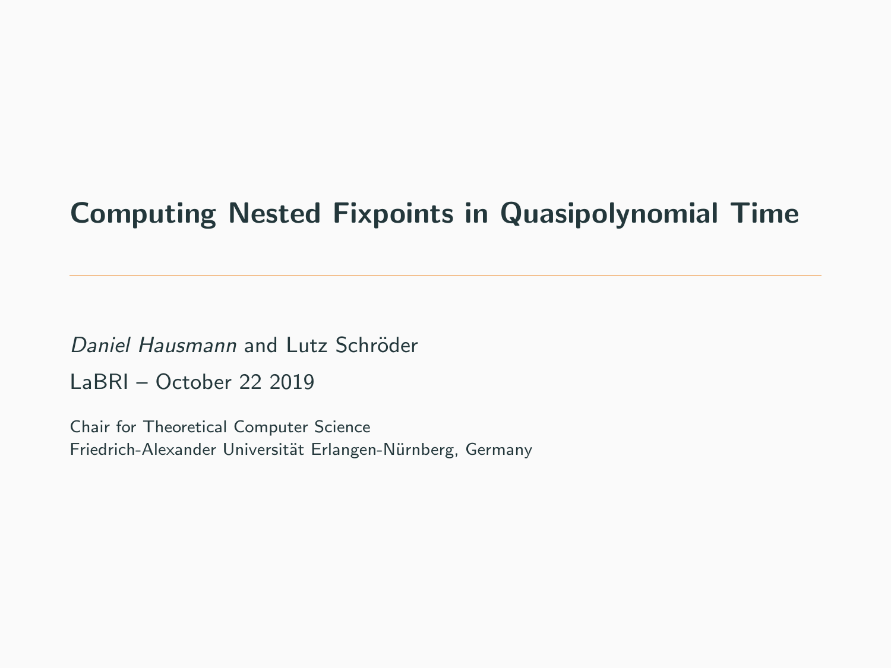# Computing Nested Fixpoints in Quasipolynomial Time

*Daniel Hausmann* and Lutz Schröder

LaBRI – October 22 2019

Chair for Theoretical Computer Science
Friedrich-Alexander Universität Erlangen-Nürnberg, Germany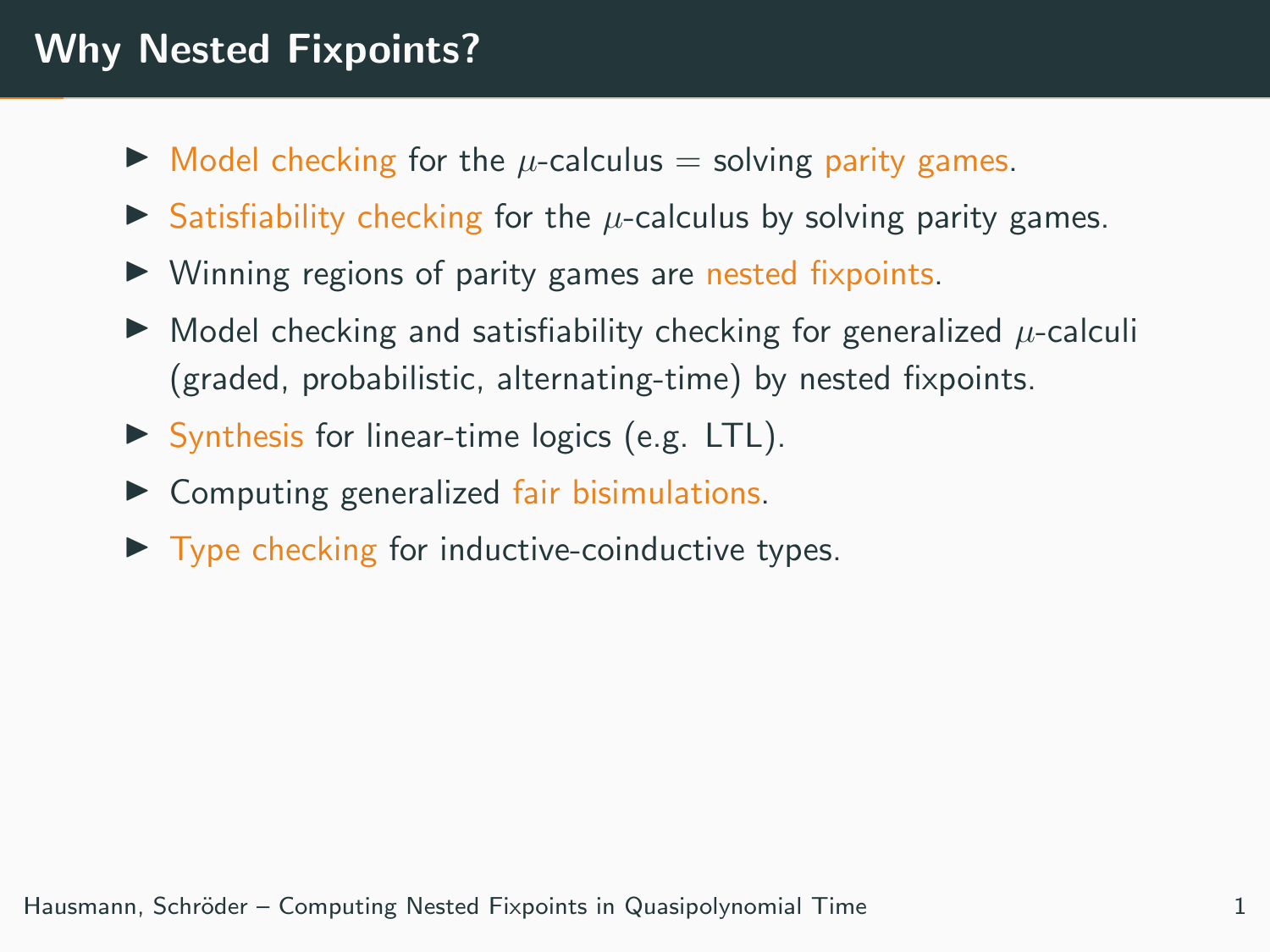# Why Nested Fixpoints?

- Model checking for the $\mu$-calculus = solving parity games.
- Satisfiability checking for the $\mu$-calculus by solving parity games.
- Winning regions of parity games are nested fixpoints.
- Model checking and satisfiability checking for generalized $\mu$-calculi (graded, probabilistic, alternating-time) by nested fixpoints.
- Synthesis for linear-time logics (e.g. LTL).
- Computing generalized fair bisimulations.
- Type checking for inductive-coinductive types.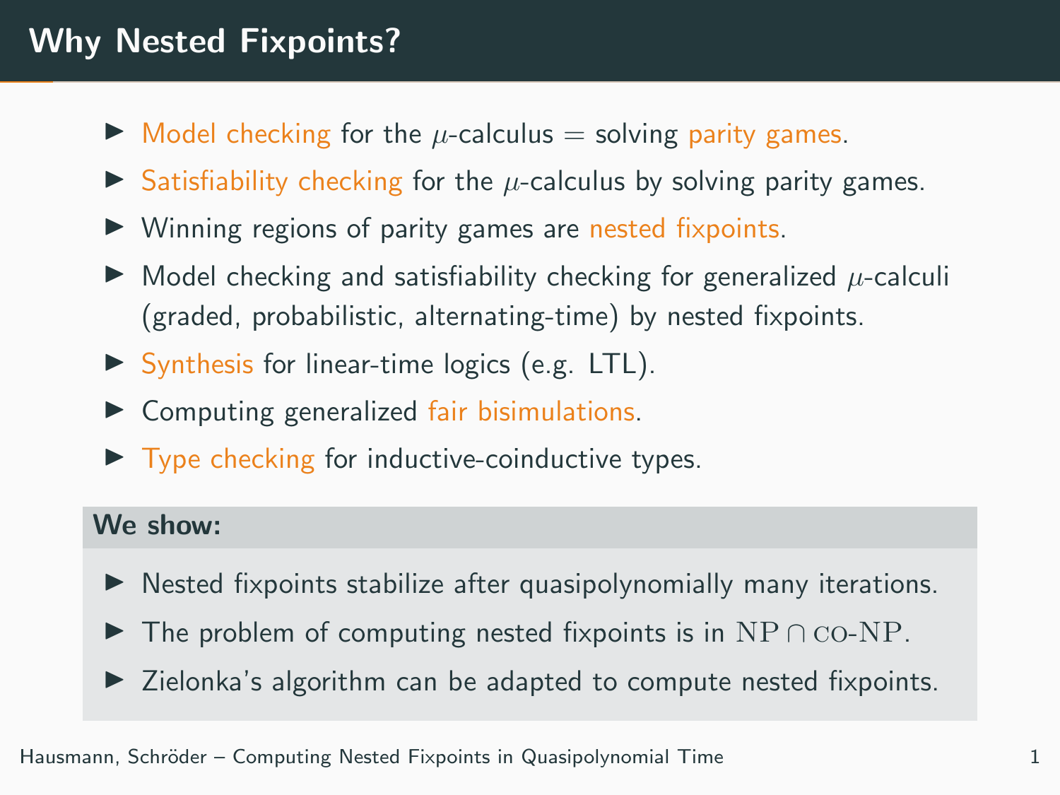# Why Nested Fixpoints?

- Model checking for the $\mu$-calculus = solving parity games.
- Satisfiability checking for the $\mu$-calculus by solving parity games.
- Winning regions of parity games are nested fixpoints.
- Model checking and satisfiability checking for generalized $\mu$-calculi (graded, probabilistic, alternating-time) by nested fixpoints.
- Synthesis for linear-time logics (e.g. LTL).
- Computing generalized fair bisimulations.
- Type checking for inductive-coinductive types.

**We show:**

- Nested fixpoints stabilize after quasipolynomially many iterations.
- The problem of computing nested fixpoints is in $\mathrm{NP} \cap \mathrm{CO\text{-}NP}$.
- Zielonka's algorithm can be adapted to compute nested fixpoints.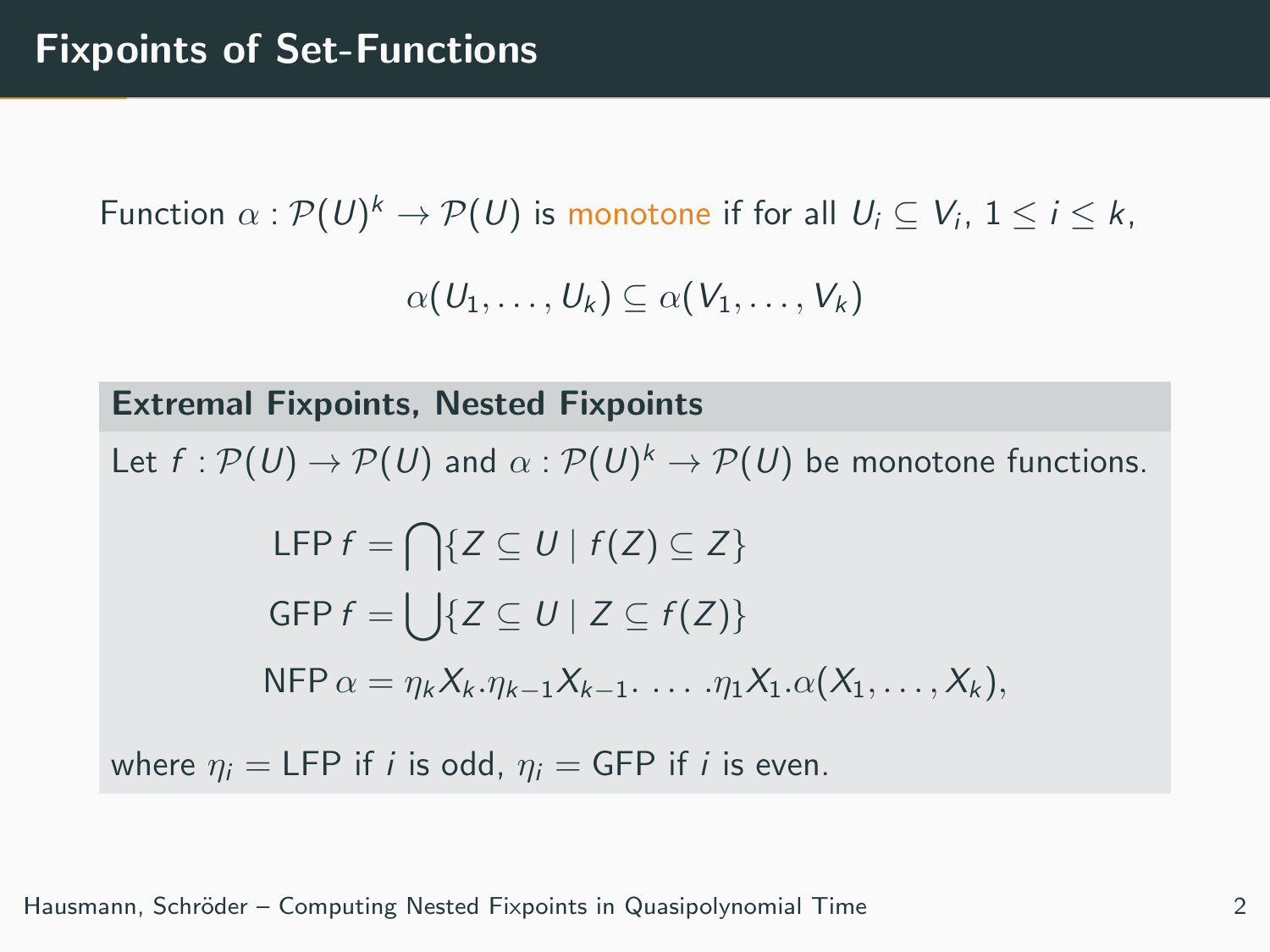# Fixpoints of Set-Functions

Function $\alpha : \mathcal{P}(U)^k \to \mathcal{P}(U)$ is monotone if for all $U_i \subseteq V_i$, $1 \leq i \leq k$,

$$\alpha(U_1, \ldots, U_k) \subseteq \alpha(V_1, \ldots, V_k)$$

**Extremal Fixpoints, Nested Fixpoints**

Let $f : \mathcal{P}(U) \to \mathcal{P}(U)$ and $\alpha : \mathcal{P}(U)^k \to \mathcal{P}(U)$ be monotone functions.

$$\mathrm{LFP}\, f = \bigcap \{Z \subseteq U \mid f(Z) \subseteq Z\}$$

$$\mathrm{GFP}\, f = \bigcup \{Z \subseteq U \mid Z \subseteq f(Z)\}$$

$$\mathrm{NFP}\, \alpha = \eta_k X_k . \eta_{k-1} X_{k-1} . \ \ldots \ . \eta_1 X_1 . \alpha(X_1, \ldots, X_k),$$

where $\eta_i = \mathrm{LFP}$ if $i$ is odd, $\eta_i = \mathrm{GFP}$ if $i$ is even.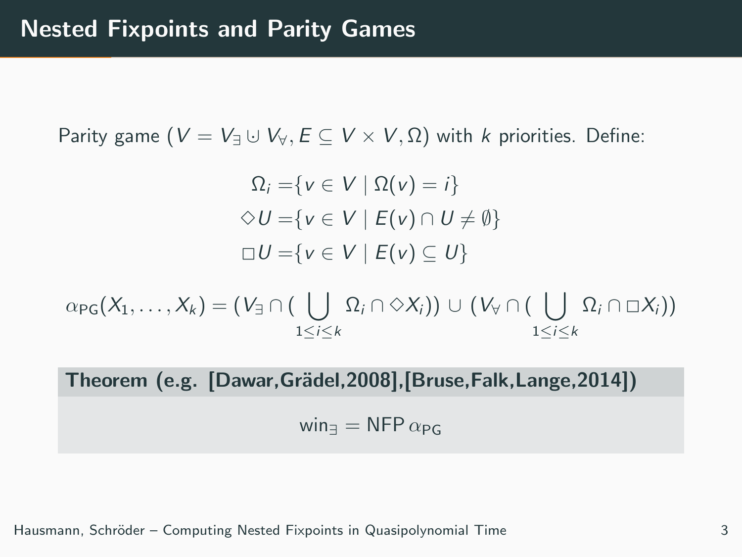# Nested Fixpoints and Parity Games

Parity game $(V = V_\exists \,\dot\cup\, V_\forall, E \subseteq V \times V, \Omega)$ with $k$ priorities. Define:

$$
\begin{aligned}
\Omega_i &= \{v \in V \mid \Omega(v) = i\} \\
\Diamond U &= \{v \in V \mid E(v) \cap U \neq \emptyset\} \\
\Box U &= \{v \in V \mid E(v) \subseteq U\}
\end{aligned}
$$

$$
\alpha_{\mathsf{PG}}(X_1, \dots, X_k) = (V_\exists \cap (\bigcup_{1 \leq i \leq k} \Omega_i \cap \Diamond X_i)) \cup (V_\forall \cap (\bigcup_{1 \leq i \leq k} \Omega_i \cap \Box X_i))
$$

**Theorem (e.g. [Dawar,Grädel,2008],[Bruse,Falk,Lange,2014])**

$$
\mathsf{win}_\exists = \mathsf{NFP}\, \alpha_{\mathsf{PG}}
$$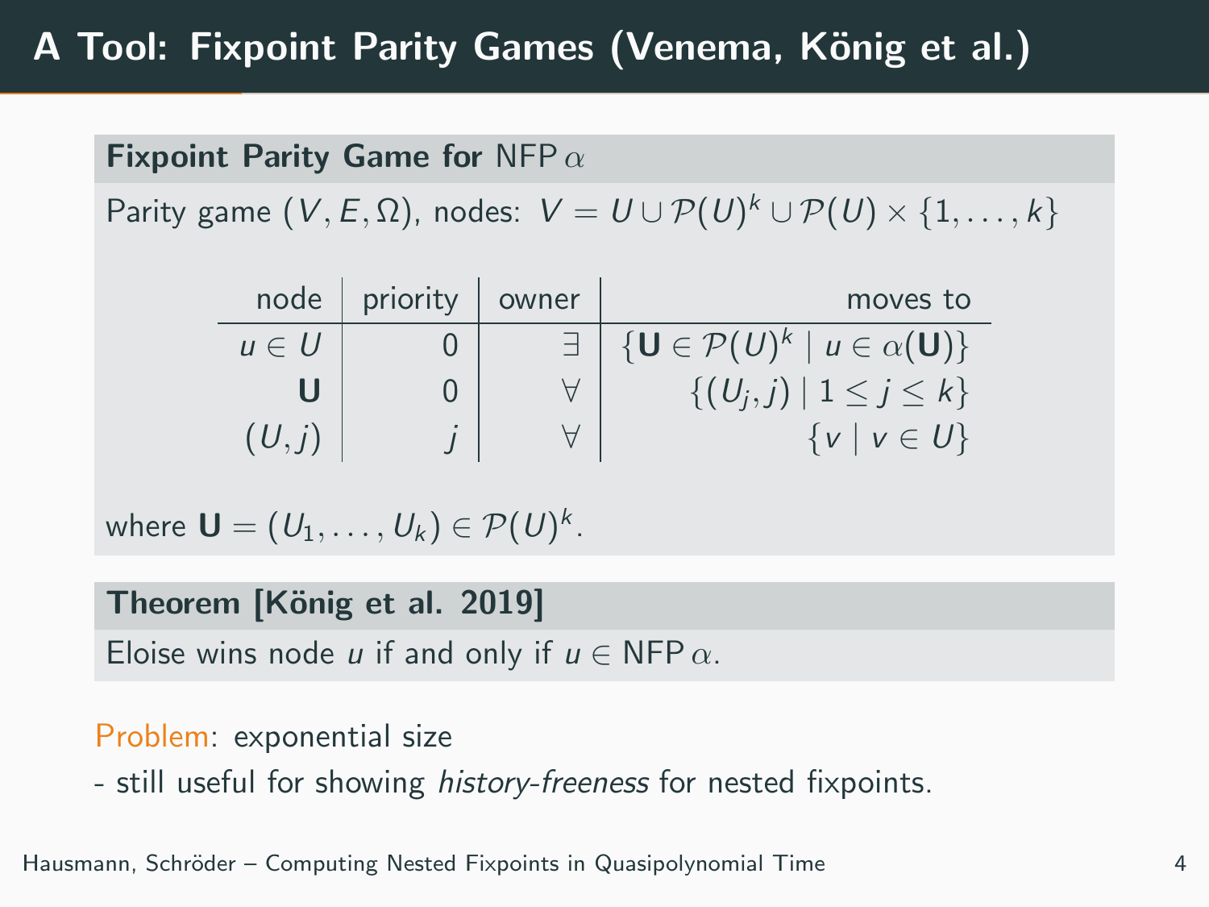# A Tool: Fixpoint Parity Games (Venema, König et al.)

**Fixpoint Parity Game for** NFP $\alpha$

Parity game $(V, E, \Omega)$, nodes: $V = U \cup \mathcal{P}(U)^k \cup \mathcal{P}(U) \times \{1, \dots, k\}$

| node | priority | owner | moves to |
|---|---|---|---|
| $u \in U$ | 0 | $\exists$ | $\{\mathbf{U} \in \mathcal{P}(U)^k \mid u \in \alpha(\mathbf{U})\}$ |
| $\mathbf{U}$ | 0 | $\forall$ | $\{(U_j, j) \mid 1 \leq j \leq k\}$ |
| $(U, j)$ | $j$ | $\forall$ | $\{v \mid v \in U\}$ |

where $\mathbf{U} = (U_1, \dots, U_k) \in \mathcal{P}(U)^k$.

**Theorem [König et al. 2019]**

Eloise wins node $u$ if and only if $u \in$ NFP $\alpha$.

Problem: exponential size

- still useful for showing *history-freeness* for nested fixpoints.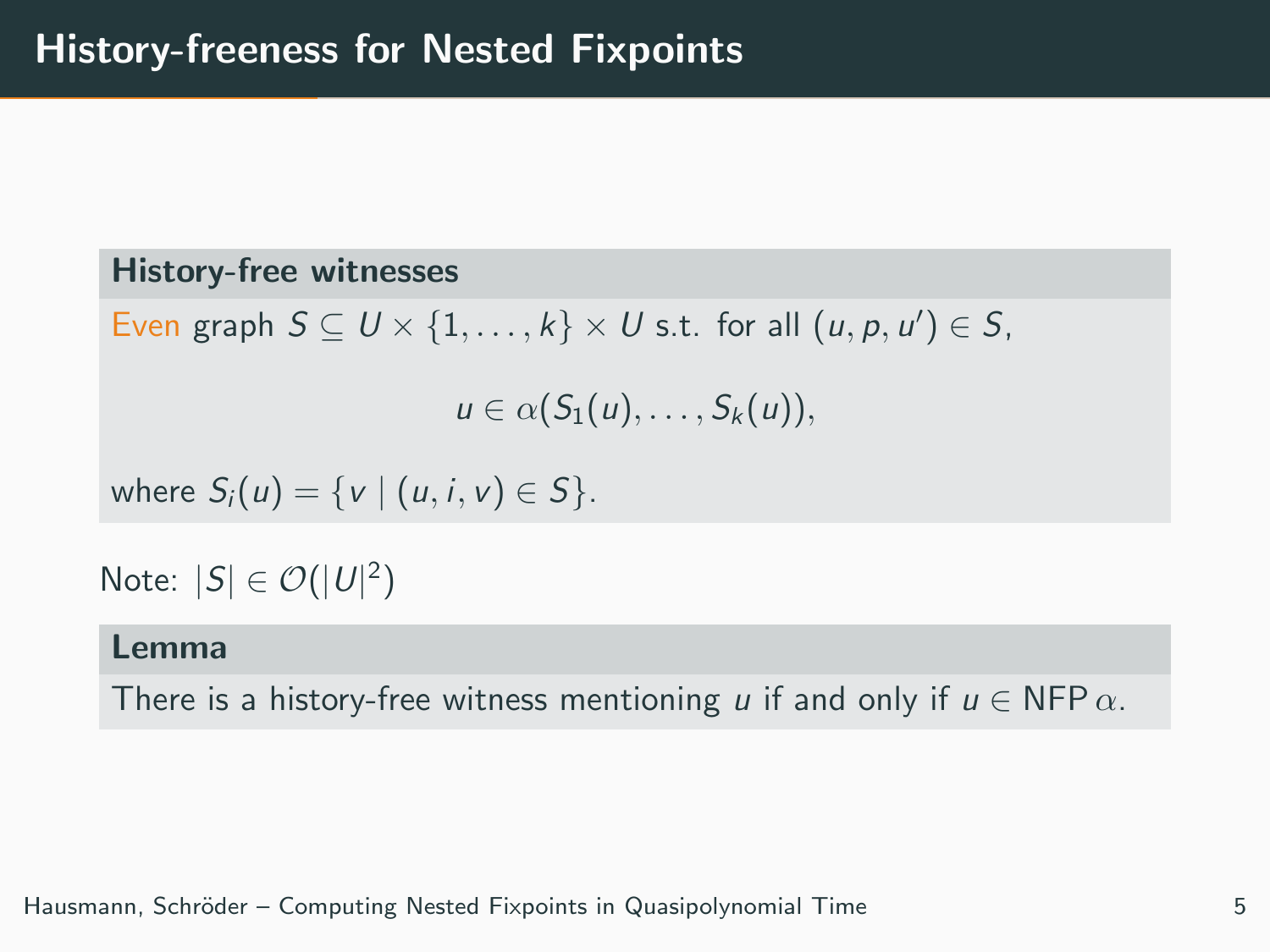# History-freeness for Nested Fixpoints

**History-free witnesses**

Even graph $S \subseteq U \times \{1, \ldots, k\} \times U$ s.t. for all $(u, p, u') \in S$,

$$u \in \alpha(S_1(u), \ldots, S_k(u)),$$

where $S_i(u) = \{v \mid (u, i, v) \in S\}$.

Note: $|S| \in \mathcal{O}(|U|^2)$

**Lemma**

There is a history-free witness mentioning $u$ if and only if $u \in \mathsf{NFP}\,\alpha$.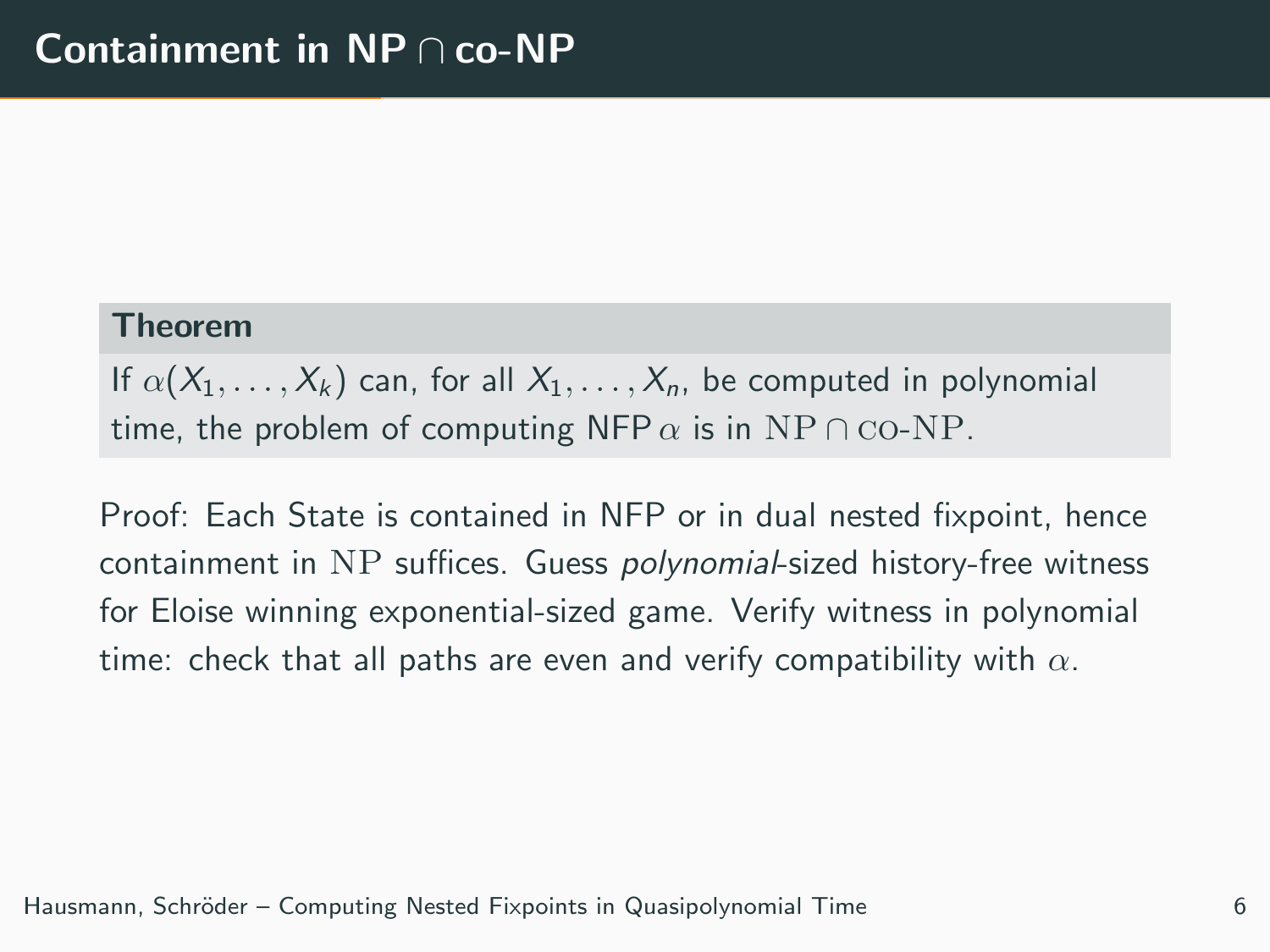# Containment in NP $\cap$ co-NP

**Theorem**

If $\alpha(X_1, \ldots, X_k)$ can, for all $X_1, \ldots, X_n$, be computed in polynomial time, the problem of computing NFP $\alpha$ is in $\mathrm{NP} \cap \mathrm{co}\text{-}\mathrm{NP}$.

Proof: Each State is contained in NFP or in dual nested fixpoint, hence containment in $\mathrm{NP}$ suffices. Guess *polynomial*-sized history-free witness for Eloise winning exponential-sized game. Verify witness in polynomial time: check that all paths are even and verify compatibility with $\alpha$.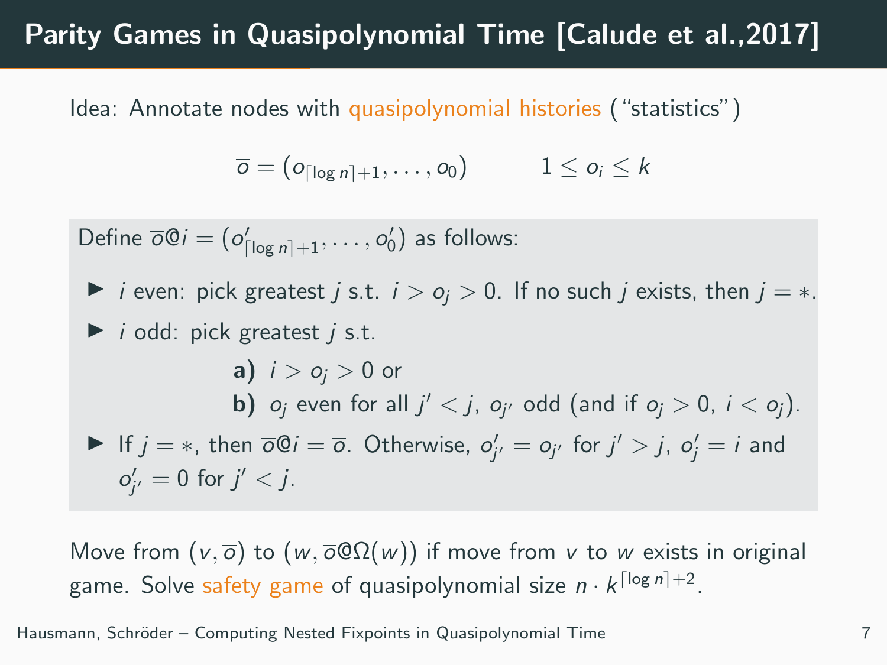# Parity Games in Quasipolynomial Time [Calude et al.,2017]

Idea: Annotate nodes with quasipolynomial histories ("statistics")

$$\overline{o} = (o_{\lceil \log n \rceil + 1}, \ldots, o_0) \qquad 1 \leq o_i \leq k$$

Define $\overline{o}@i = (o'_{\lceil \log n \rceil + 1}, \ldots, o'_0)$ as follows:

- $i$ even: pick greatest $j$ s.t. $i > o_j > 0$. If no such $j$ exists, then $j = *$.
- $i$ odd: pick greatest $j$ s.t.
  - **a)** $i > o_j > 0$ or
  - **b)** $o_j$ even for all $j' < j$, $o_{j'}$ odd (and if $o_j > 0$, $i < o_j$).
- If $j = *$, then $\overline{o}@i = \overline{o}$. Otherwise, $o'_{j'} = o_{j'}$ for $j' > j$, $o'_j = i$ and $o'_{j'} = 0$ for $j' < j$.

Move from $(v, \overline{o})$ to $(w, \overline{o}@\Omega(w))$ if move from $v$ to $w$ exists in original game. Solve safety game of quasipolynomial size $n \cdot k^{\lceil \log n \rceil + 2}$.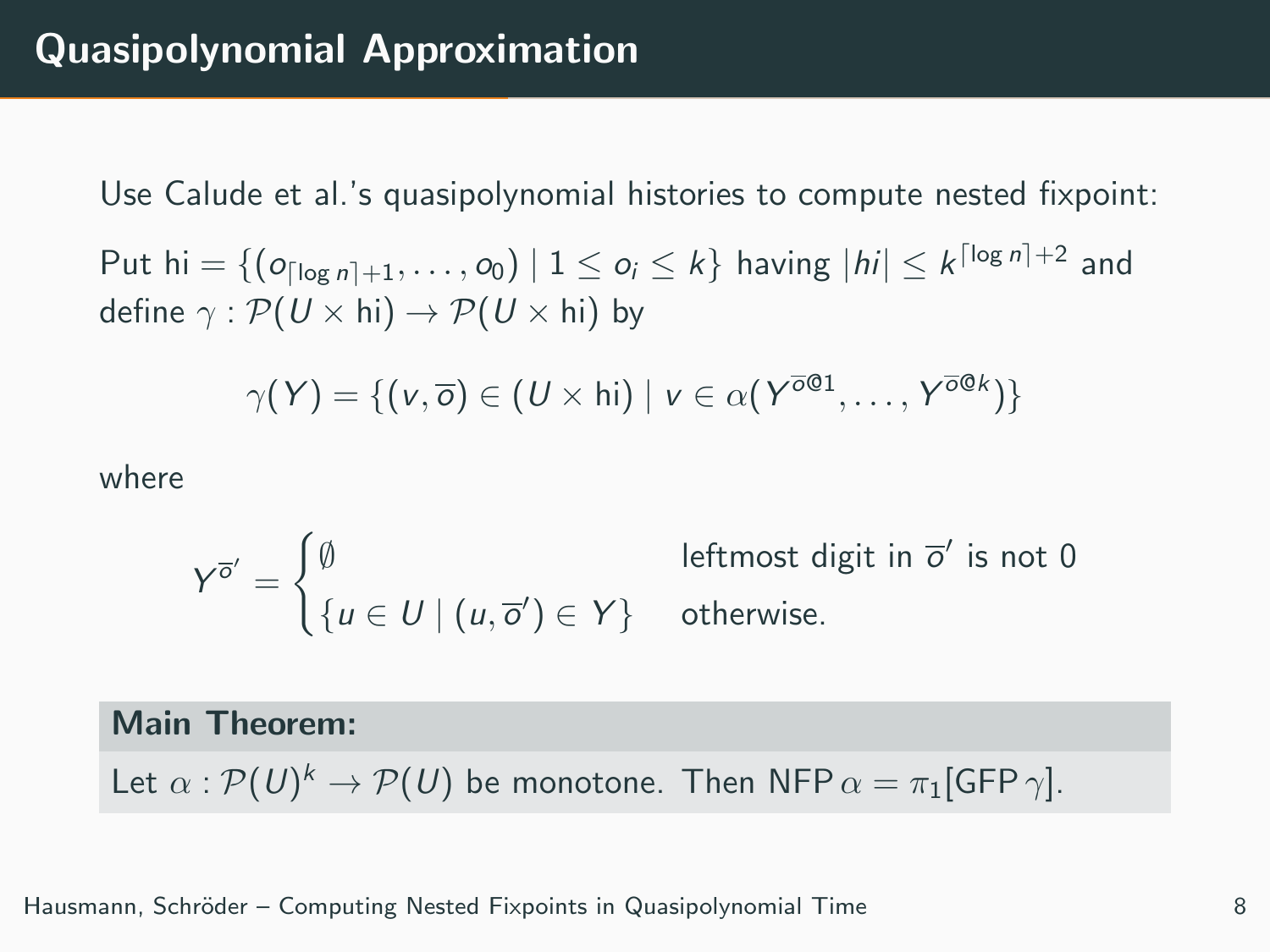# Quasipolynomial Approximation

Use Calude et al.'s quasipolynomial histories to compute nested fixpoint:

Put $\mathsf{hi} = \{(o_{\lceil \log n \rceil + 1}, \dots, o_0) \mid 1 \leq o_i \leq k\}$ having $|hi| \leq k^{\lceil \log n \rceil + 2}$ and define $\gamma : \mathcal{P}(U \times \mathsf{hi}) \to \mathcal{P}(U \times \mathsf{hi})$ by

$$\gamma(Y) = \{(v, \overline{o}) \in (U \times \mathsf{hi}) \mid v \in \alpha(Y^{\overline{o}@1}, \dots, Y^{\overline{o}@k})\}$$

where

$$Y^{\overline{o}'} = \begin{cases} \emptyset & \text{leftmost digit in } \overline{o}' \text{ is not } 0 \\ \{u \in U \mid (u, \overline{o}') \in Y\} & \text{otherwise.} \end{cases}$$

**Main Theorem:**

Let $\alpha : \mathcal{P}(U)^k \to \mathcal{P}(U)$ be monotone. Then $\mathsf{NFP}\,\alpha = \pi_1[\mathsf{GFP}\,\gamma]$.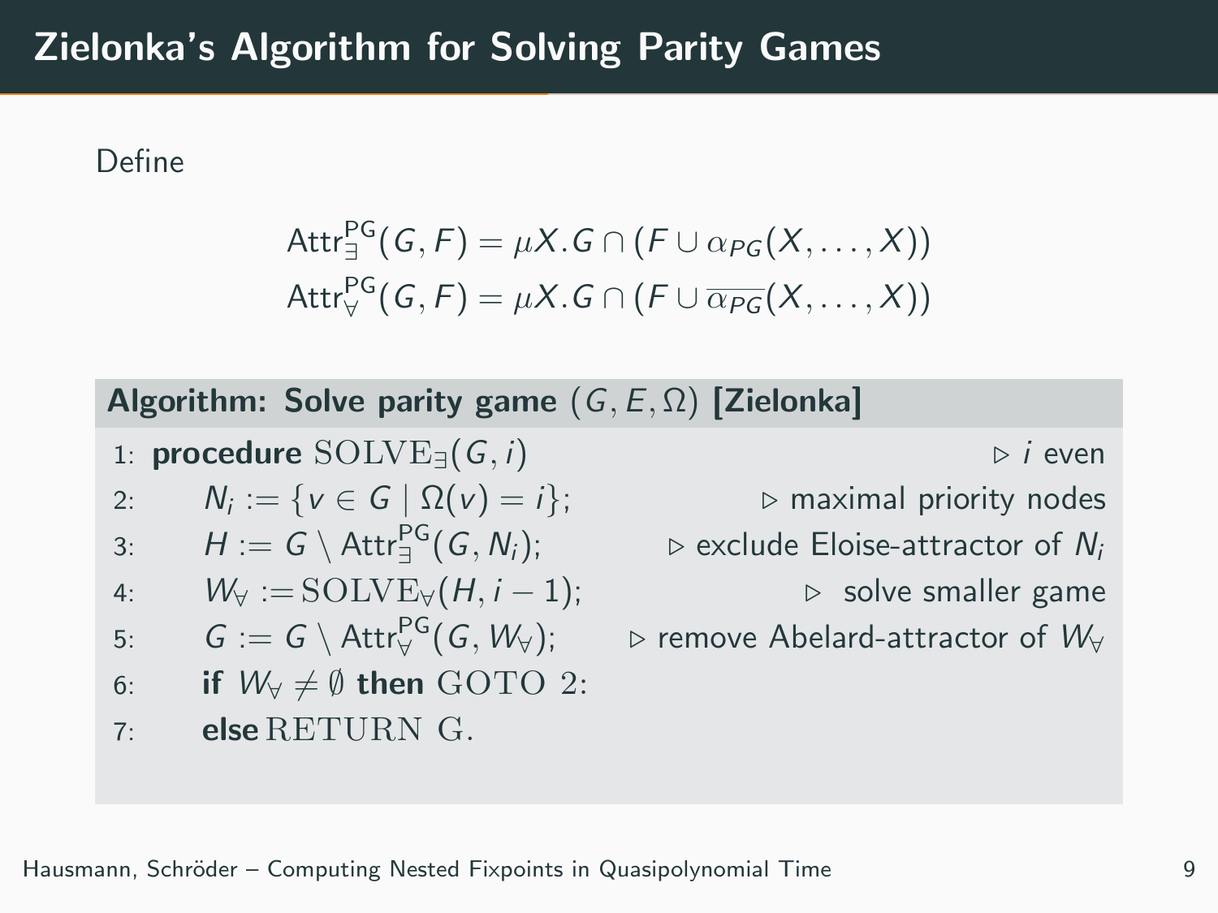# Zielonka's Algorithm for Solving Parity Games

Define

$$\mathsf{Attr}^{\mathsf{PG}}_{\exists}(G,F) = \mu X. G \cap (F \cup \alpha_{PG}(X,\dots,X))$$

$$\mathsf{Attr}^{\mathsf{PG}}_{\forall}(G,F) = \mu X. G \cap (F \cup \overline{\alpha_{PG}}(X,\dots,X))$$

**Algorithm: Solve parity game $(G, E, \Omega)$ [Zielonka]**

1: **procedure** $\mathrm{SOLVE}_{\exists}(G, i)$ ▷ $i$ even

2: $N_i := \{v \in G \mid \Omega(v) = i\}$; ▷ maximal priority nodes

3: $H := G \setminus \mathsf{Attr}^{\mathsf{PG}}_{\exists}(G, N_i)$; ▷ exclude Eloise-attractor of $N_i$

4: $W_{\forall} := \mathrm{SOLVE}_{\forall}(H, i-1)$; ▷ solve smaller game

5: $G := G \setminus \mathsf{Attr}^{\mathsf{PG}}_{\forall}(G, W_{\forall})$; ▷ remove Abelard-attractor of $W_{\forall}$

6: **if** $W_{\forall} \neq \emptyset$ **then** GOTO 2:

7: **else** RETURN G.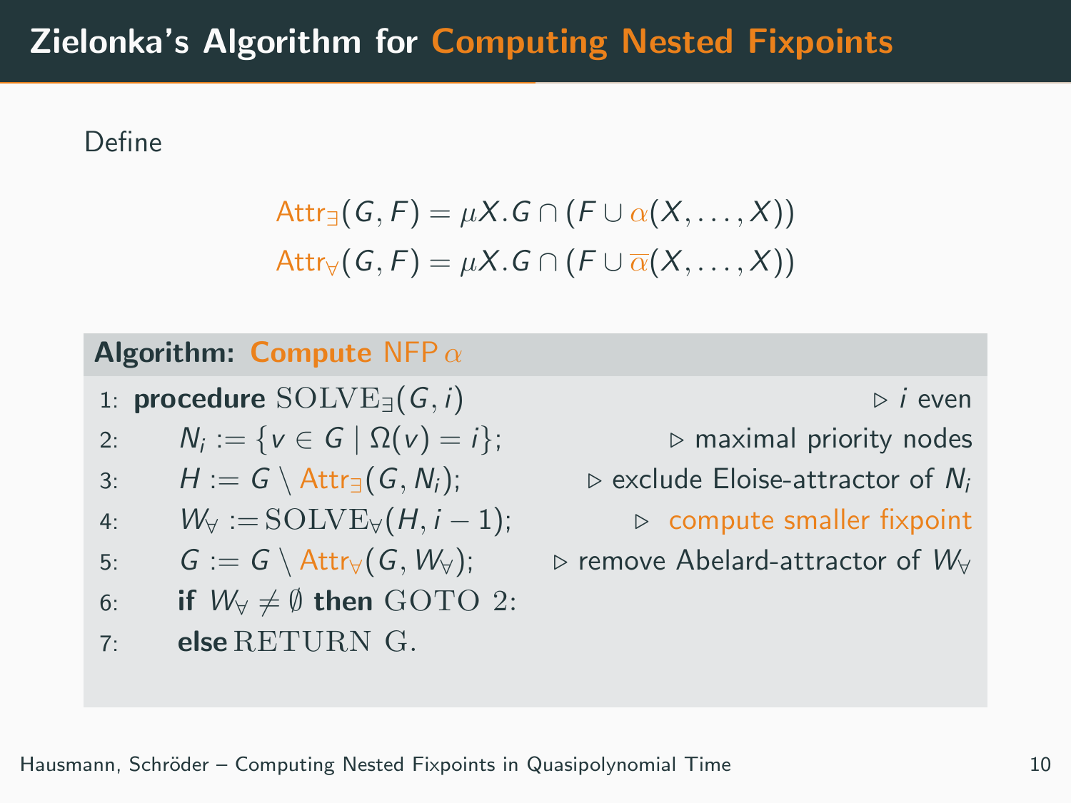# Zielonka's Algorithm for Computing Nested Fixpoints

Define

$$\mathsf{Attr}_\exists(G,F) = \mu X.G \cap (F \cup \alpha(X,\dots,X))$$
$$\mathsf{Attr}_\forall(G,F) = \mu X.G \cap (F \cup \overline{\alpha}(X,\dots,X))$$

**Algorithm: Compute** NFP $\alpha$

```
1: procedure SOLVE∃(G, i)                         ▷ i even
2:     N_i := {v ∈ G | Ω(v) = i};                 ▷ maximal priority nodes
3:     H := G \ Attr∃(G, N_i);                    ▷ exclude Eloise-attractor of N_i
4:     W∀ := SOLVE∀(H, i − 1);                    ▷ compute smaller fixpoint
5:     G := G \ Attr∀(G, W∀);                     ▷ remove Abelard-attractor of W∀
6:     if W∀ ≠ ∅ then GOTO 2:
7:     else RETURN G.
```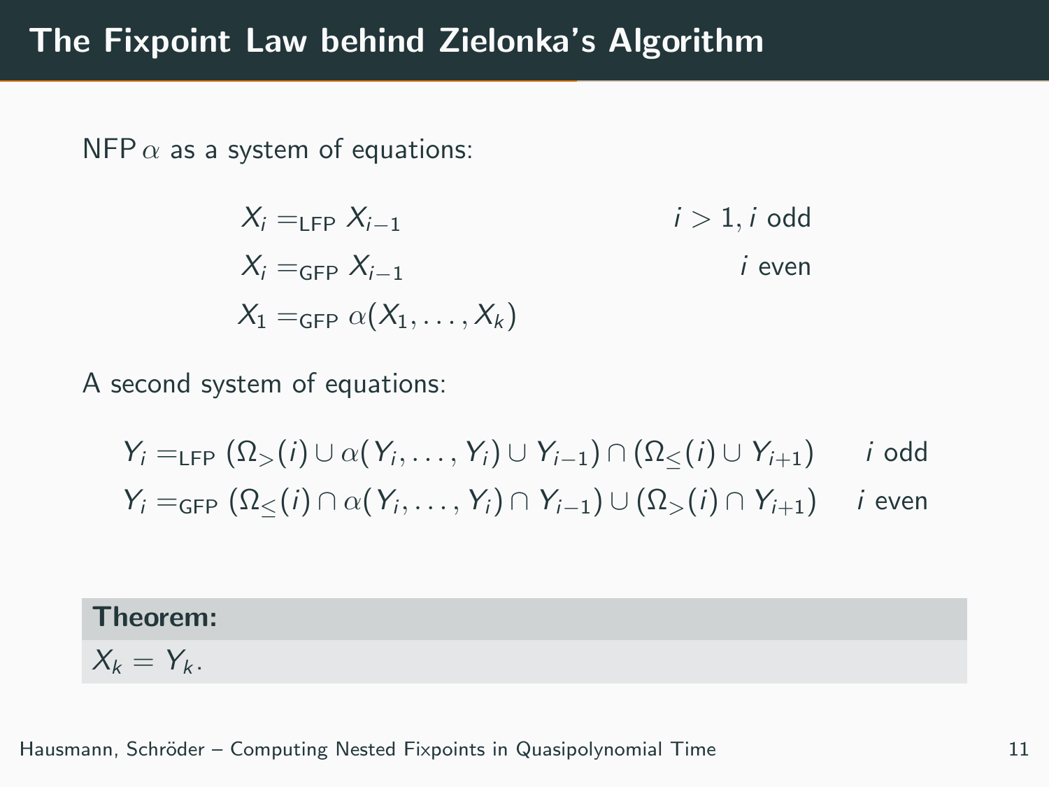# The Fixpoint Law behind Zielonka's Algorithm

NFP $\alpha$ as a system of equations:

$$
\begin{aligned}
X_i &=_{\mathsf{LFP}} X_{i-1} && i > 1, i \text{ odd} \\
X_i &=_{\mathsf{GFP}} X_{i-1} && i \text{ even} \\
X_1 &=_{\mathsf{GFP}} \alpha(X_1, \ldots, X_k)
\end{aligned}
$$

A second system of equations:

$$
\begin{aligned}
Y_i &=_{\mathsf{LFP}} (\Omega_{>}(i) \cup \alpha(Y_i, \ldots, Y_i) \cup Y_{i-1}) \cap (\Omega_{\leq}(i) \cup Y_{i+1}) && i \text{ odd} \\
Y_i &=_{\mathsf{GFP}} (\Omega_{\leq}(i) \cap \alpha(Y_i, \ldots, Y_i) \cap Y_{i-1}) \cup (\Omega_{>}(i) \cap Y_{i+1}) && i \text{ even}
\end{aligned}
$$

**Theorem:**

$X_k = Y_k$.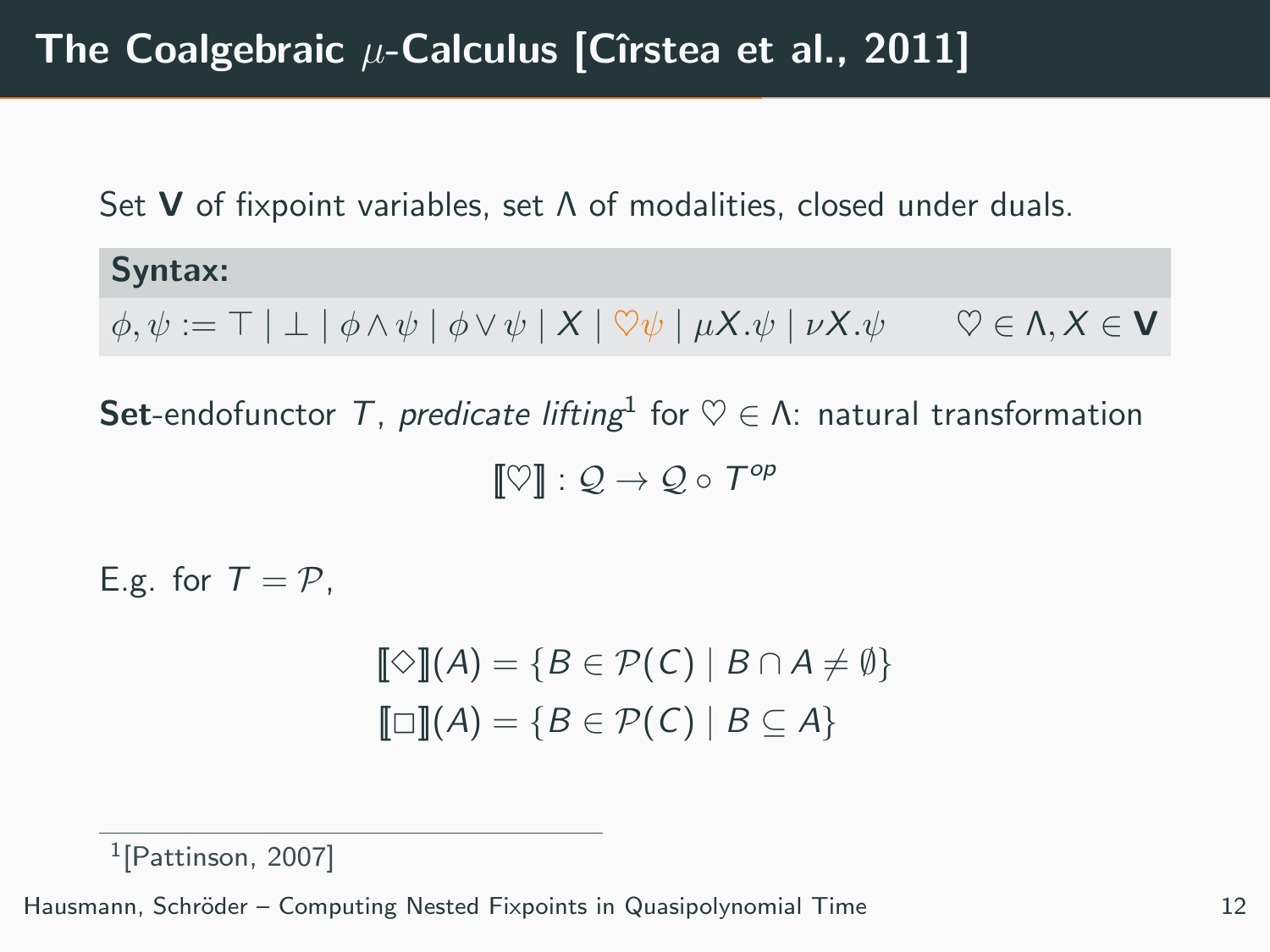# The Coalgebraic $\mu$-Calculus [Cîrstea et al., 2011]

Set $\mathbf{V}$ of fixpoint variables, set $\Lambda$ of modalities, closed under duals.

**Syntax:**

$$\phi, \psi := \top \mid \bot \mid \phi \wedge \psi \mid \phi \vee \psi \mid X \mid \heartsuit\psi \mid \mu X.\psi \mid \nu X.\psi \qquad \heartsuit \in \Lambda, X \in \mathbf{V}$$

**Set**-endofunctor $T$, *predicate lifting*[1] for $\heartsuit \in \Lambda$: natural transformation

$$[\![\heartsuit]\!] : \mathcal{Q} \to \mathcal{Q} \circ T^{op}$$

E.g. for $T = \mathcal{P}$,

$$[\![\Diamond]\!](A) = \{B \in \mathcal{P}(C) \mid B \cap A \neq \emptyset\}$$
$$[\![\Box]\!](A) = \{B \in \mathcal{P}(C) \mid B \subseteq A\}$$

[1] [Pattinson, 2007]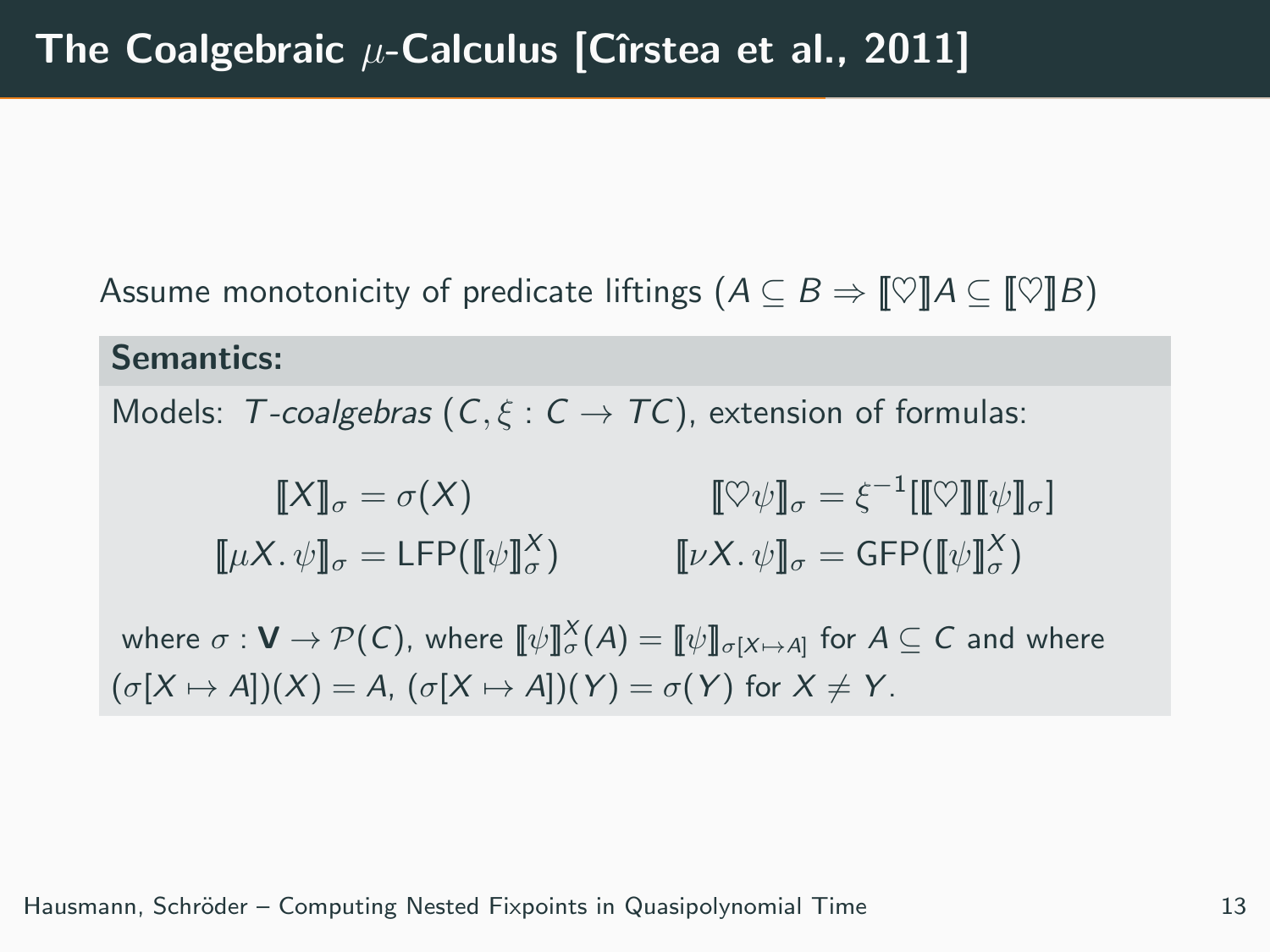# The Coalgebraic $\mu$-Calculus [Cîrstea et al., 2011]

Assume monotonicity of predicate liftings ($A \subseteq B \Rightarrow [\![\heartsuit]\!]A \subseteq [\![\heartsuit]\!]B$)

**Semantics:**

Models: *$T$-coalgebras* $(C, \xi : C \to TC)$, extension of formulas:

$$[\![X]\!]_\sigma = \sigma(X) \qquad [\![\heartsuit\psi]\!]_\sigma = \xi^{-1}[[\![\heartsuit]\!][\![\psi]\!]_\sigma]$$

$$[\![\mu X.\,\psi]\!]_\sigma = \mathsf{LFP}([\![\psi]\!]_\sigma^X) \qquad [\![\nu X.\,\psi]\!]_\sigma = \mathsf{GFP}([\![\psi]\!]_\sigma^X)$$

where $\sigma : \mathbf{V} \to \mathcal{P}(C)$, where $[\![\psi]\!]_\sigma^X(A) = [\![\psi]\!]_{\sigma[X \mapsto A]}$ for $A \subseteq C$ and where $(\sigma[X \mapsto A])(X) = A$, $(\sigma[X \mapsto A])(Y) = \sigma(Y)$ for $X \neq Y$.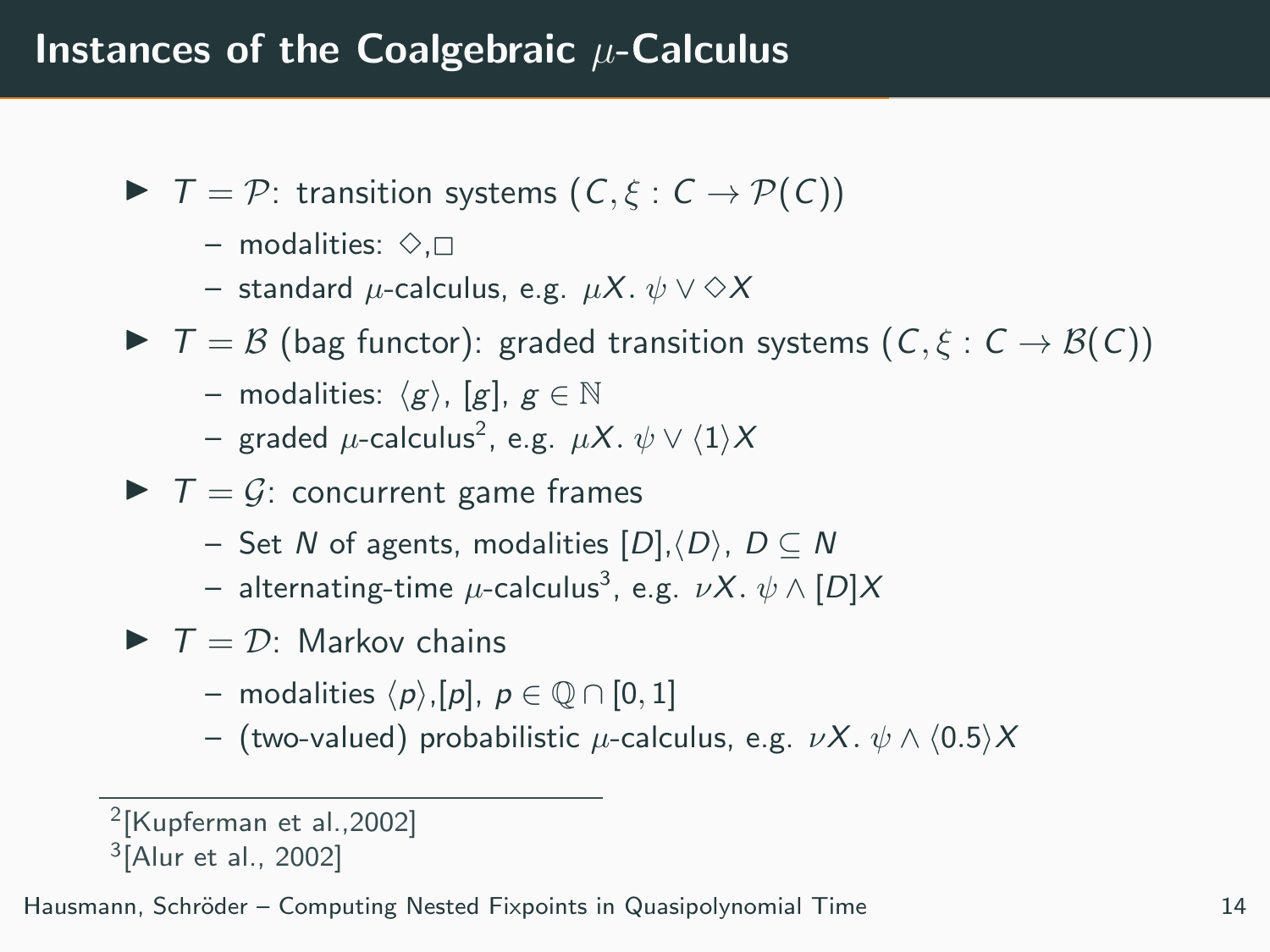# Instances of the Coalgebraic $\mu$-Calculus

- $T = \mathcal{P}$: transition systems $(C, \xi : C \to \mathcal{P}(C))$
  - modalities: $\Diamond$,$\Box$
  - standard $\mu$-calculus, e.g. $\mu X.\, \psi \vee \Diamond X$
- $T = \mathcal{B}$ (bag functor): graded transition systems $(C, \xi : C \to \mathcal{B}(C))$
  - modalities: $\langle g \rangle$, $[g]$, $g \in \mathbb{N}$
  - graded $\mu$-calculus[2], e.g. $\mu X.\, \psi \vee \langle 1 \rangle X$
- $T = \mathcal{G}$: concurrent game frames
  - Set $N$ of agents, modalities $[D]$,$\langle D \rangle$, $D \subseteq N$
  - alternating-time $\mu$-calculus[3], e.g. $\nu X.\, \psi \wedge [D]X$
- $T = \mathcal{D}$: Markov chains
  - modalities $\langle p \rangle$,$[p]$, $p \in \mathbb{Q} \cap [0, 1]$
  - (two-valued) probabilistic $\mu$-calculus, e.g. $\nu X.\, \psi \wedge \langle 0.5 \rangle X$

---

[2] [Kupferman et al.,2002]

[3] [Alur et al., 2002]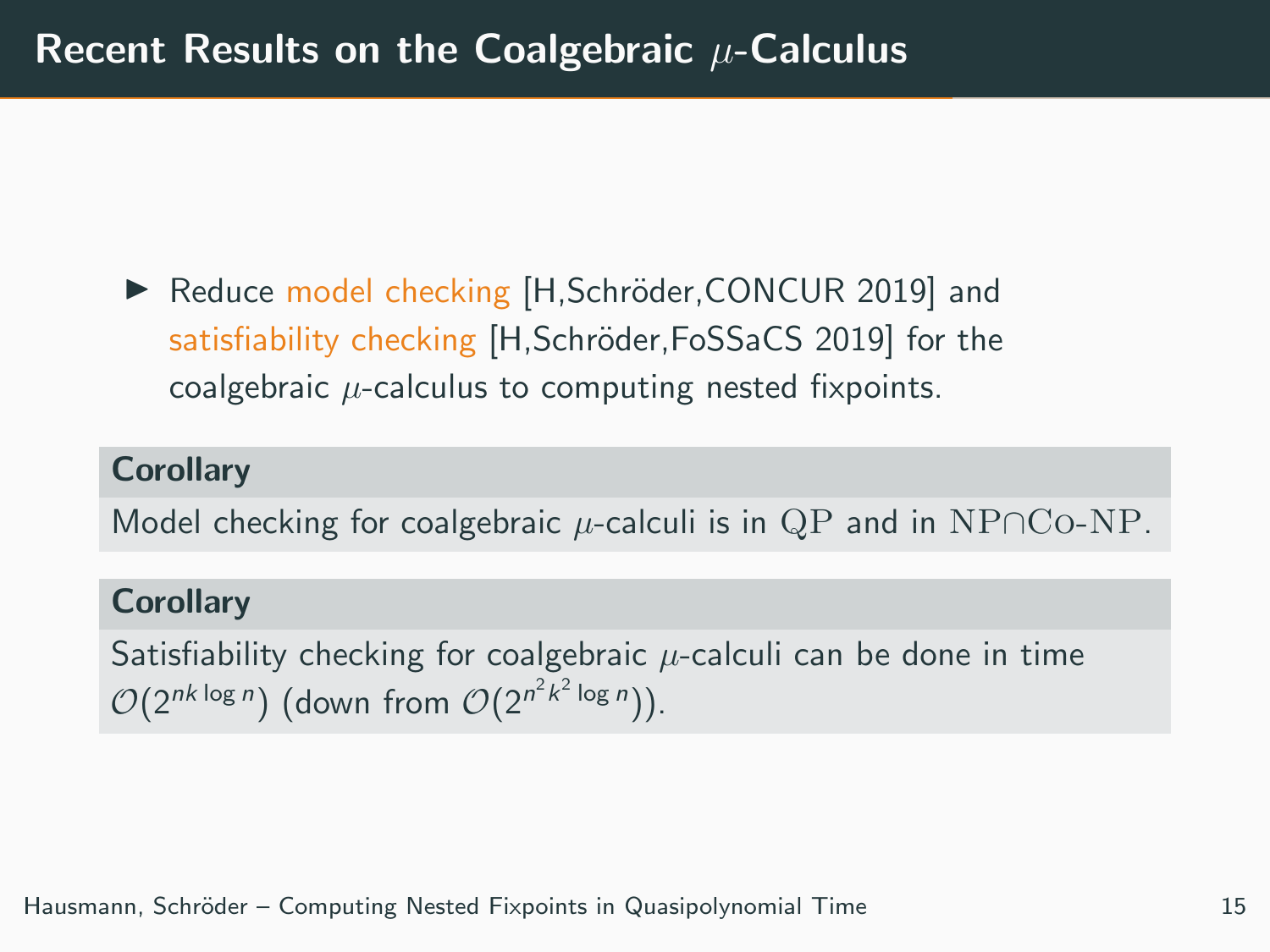# Recent Results on the Coalgebraic $\mu$-Calculus

- Reduce model checking [H,Schröder,CONCUR 2019] and satisfiability checking [H,Schröder,FoSSaCS 2019] for the coalgebraic $\mu$-calculus to computing nested fixpoints.

**Corollary**

Model checking for coalgebraic $\mu$-calculi is in $\mathrm{QP}$ and in $\mathrm{NP}\cap\mathrm{Co\text{-}NP}$.

**Corollary**

Satisfiability checking for coalgebraic $\mu$-calculi can be done in time $\mathcal{O}(2^{nk \log n})$ (down from $\mathcal{O}(2^{n^2 k^2 \log n})$).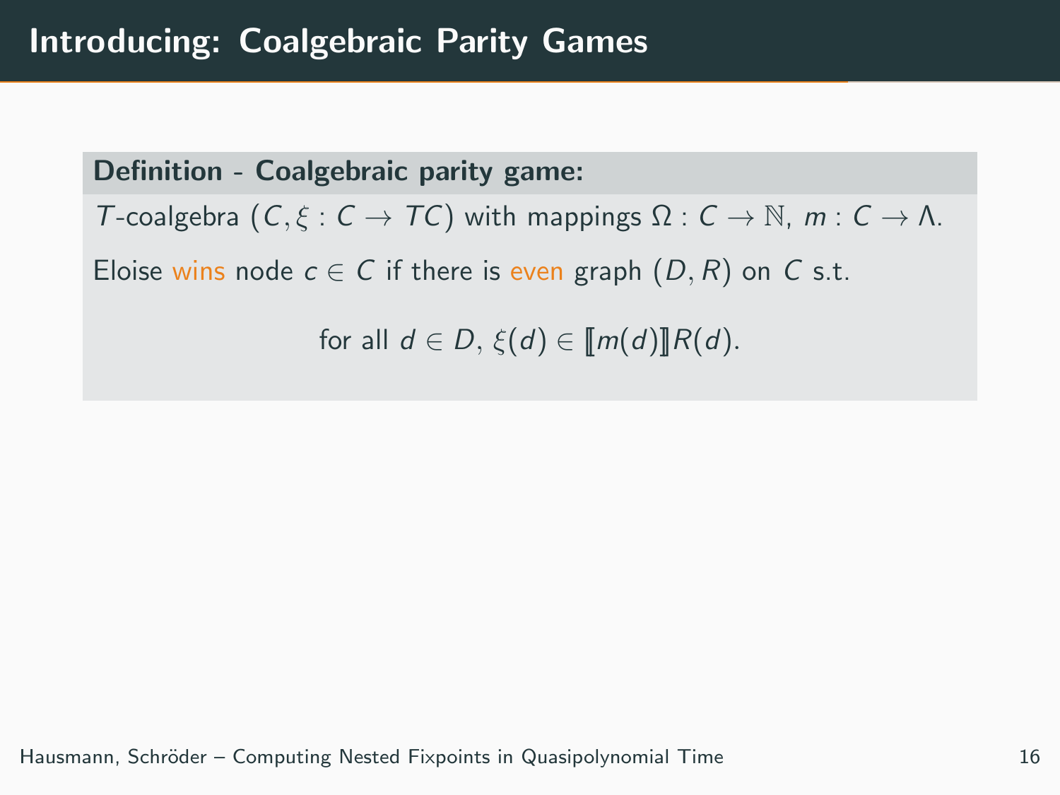# Introducing: Coalgebraic Parity Games

**Definition - Coalgebraic parity game:**

$T$-coalgebra $(C, \xi : C \to TC)$ with mappings $\Omega : C \to \mathbb{N}$, $m : C \to \Lambda$.

Eloise wins node $c \in C$ if there is even graph $(D, R)$ on $C$ s.t.

$$\text{for all } d \in D,\ \xi(d) \in [\![m(d)]\!] R(d).$$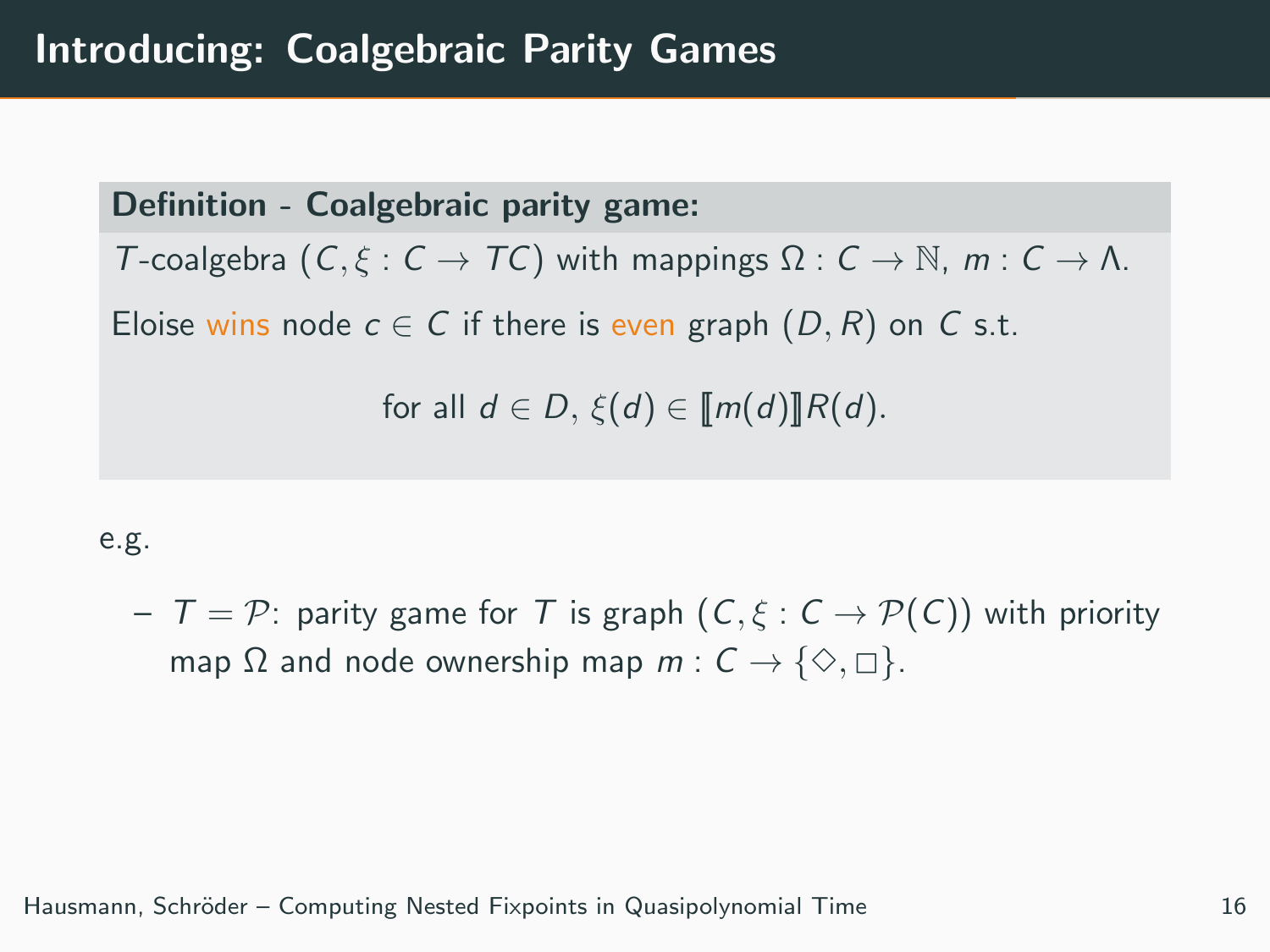# Introducing: Coalgebraic Parity Games

**Definition - Coalgebraic parity game:**

$T$-coalgebra $(C, \xi : C \to TC)$ with mappings $\Omega : C \to \mathbb{N}$, $m : C \to \Lambda$.

Eloise wins node $c \in C$ if there is even graph $(D, R)$ on $C$ s.t.

$$\text{for all } d \in D, \ \xi(d) \in [\![m(d)]\!]R(d).$$

e.g.

- $T = \mathcal{P}$: parity game for $T$ is graph $(C, \xi : C \to \mathcal{P}(C))$ with priority map $\Omega$ and node ownership map $m : C \to \{\Diamond, \Box\}$.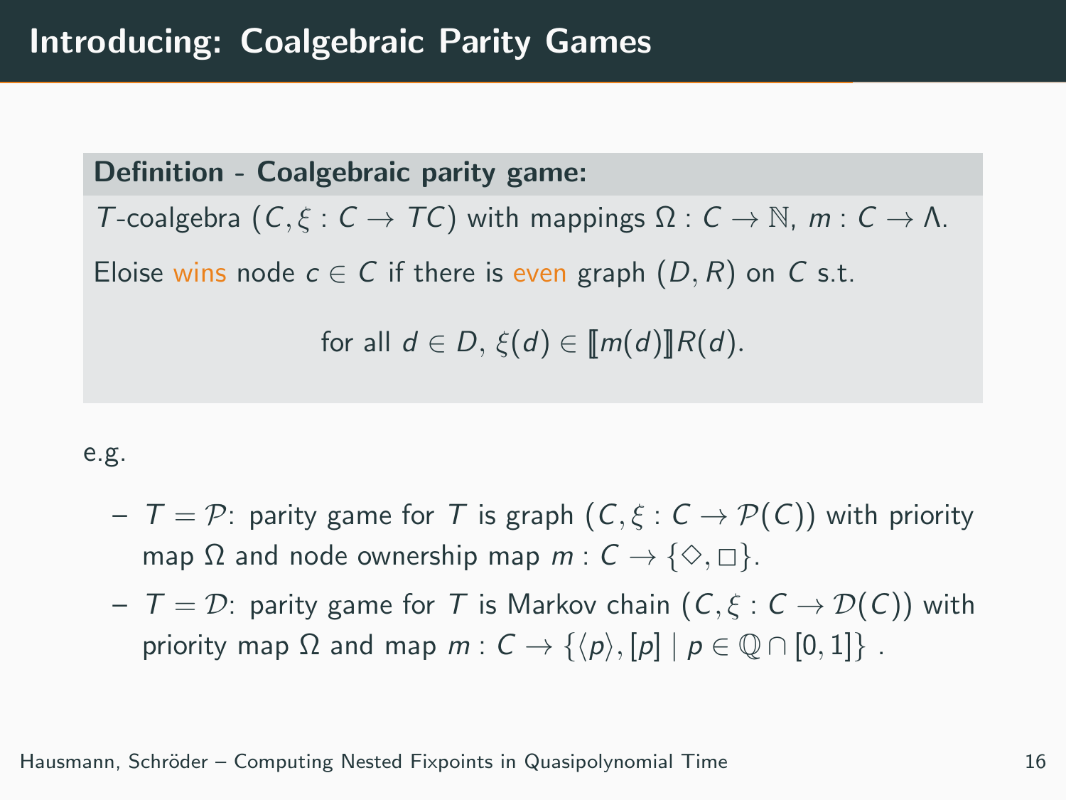# Introducing: Coalgebraic Parity Games

**Definition - Coalgebraic parity game:**

$T$-coalgebra $(C, \xi : C \to TC)$ with mappings $\Omega : C \to \mathbb{N}$, $m : C \to \Lambda$.

Eloise wins node $c \in C$ if there is even graph $(D, R)$ on $C$ s.t.

$$\text{for all } d \in D, \ \xi(d) \in [\![m(d)]\!] R(d).$$

e.g.

- $T = \mathcal{P}$: parity game for $T$ is graph $(C, \xi : C \to \mathcal{P}(C))$ with priority map $\Omega$ and node ownership map $m : C \to \{\Diamond, \Box\}$.
- $T = \mathcal{D}$: parity game for $T$ is Markov chain $(C, \xi : C \to \mathcal{D}(C))$ with priority map $\Omega$ and map $m : C \to \{\langle p \rangle, [p] \mid p \in \mathbb{Q} \cap [0, 1]\}$ .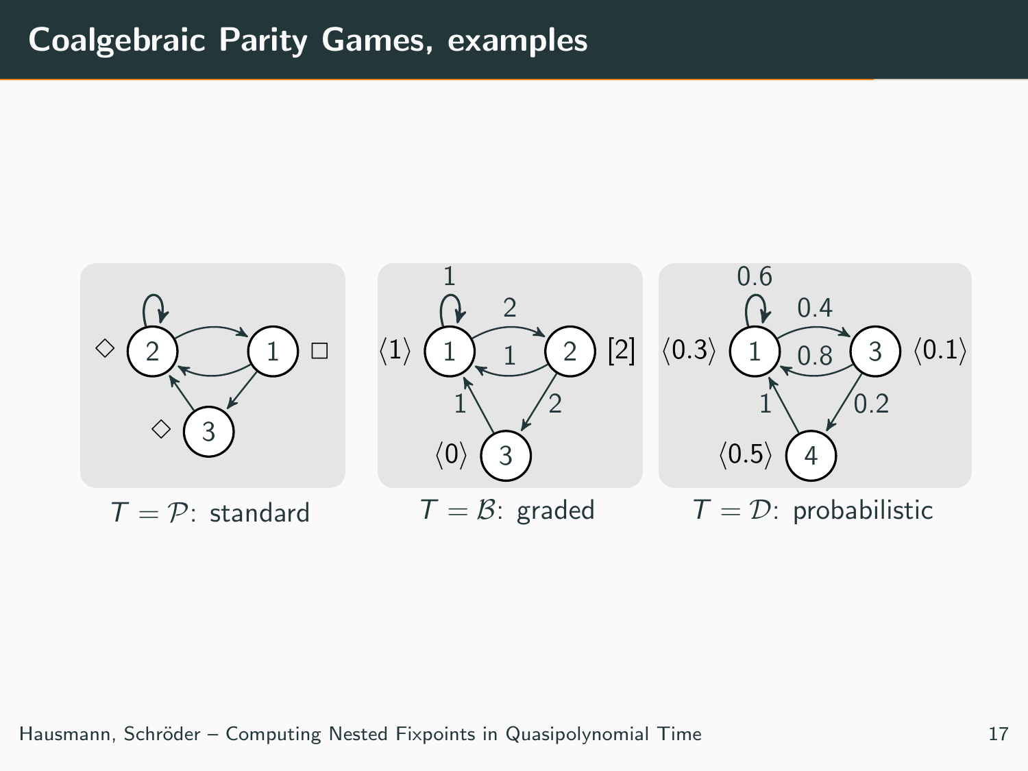# Coalgebraic Parity Games, examples

$T = \mathcal{P}$: standard

$T = \mathcal{B}$: graded

$T = \mathcal{D}$: probabilistic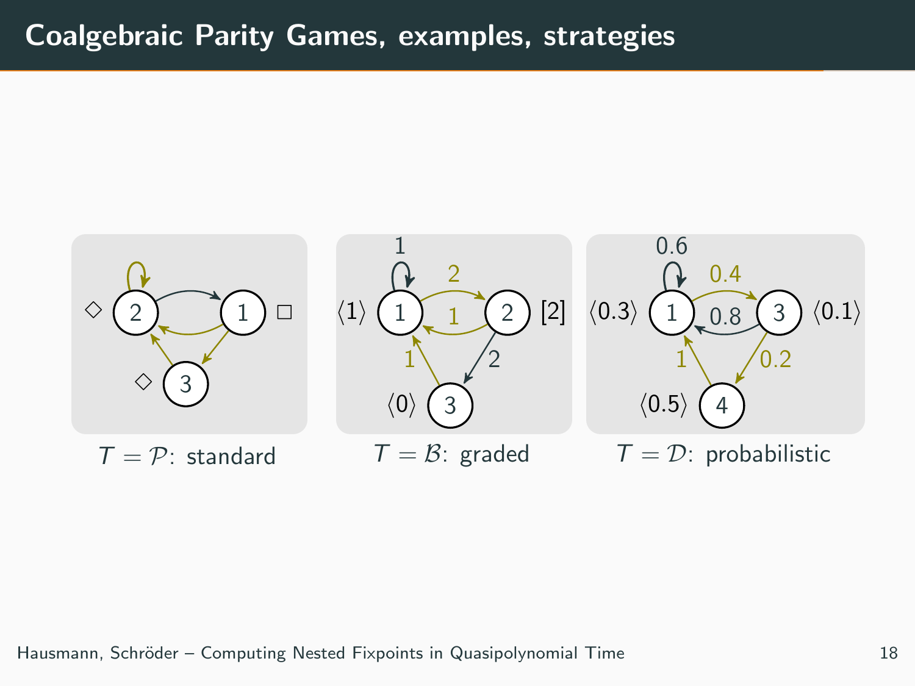# Coalgebraic Parity Games, examples, strategies

◇ 2 1 □

◇ 3

$T = \mathcal{P}$: standard

1

2

$\langle 1 \rangle$ 1 1 2 [2]

1 2

$\langle 0 \rangle$ 3

$T = \mathcal{B}$: graded

0.6

0.4

$\langle 0.3 \rangle$ 1 0.8 3 $\langle 0.1 \rangle$

1 0.2

$\langle 0.5 \rangle$ 4

$T = \mathcal{D}$: probabilistic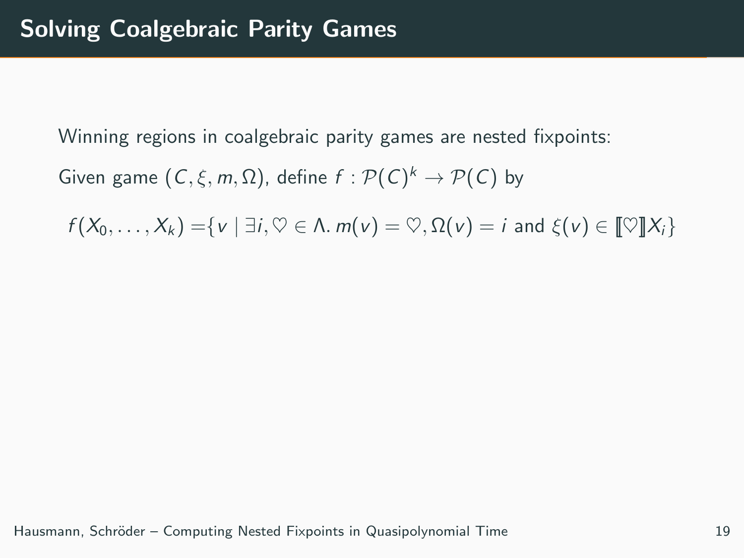# Solving Coalgebraic Parity Games

Winning regions in coalgebraic parity games are nested fixpoints:

Given game $(C, \xi, m, \Omega)$, define $f : \mathcal{P}(C)^k \to \mathcal{P}(C)$ by

$$f(X_0, \dots, X_k) = \{v \mid \exists i, \heartsuit \in \Lambda.\, m(v) = \heartsuit, \Omega(v) = i \text{ and } \xi(v) \in [\![\heartsuit]\!] X_i\}$$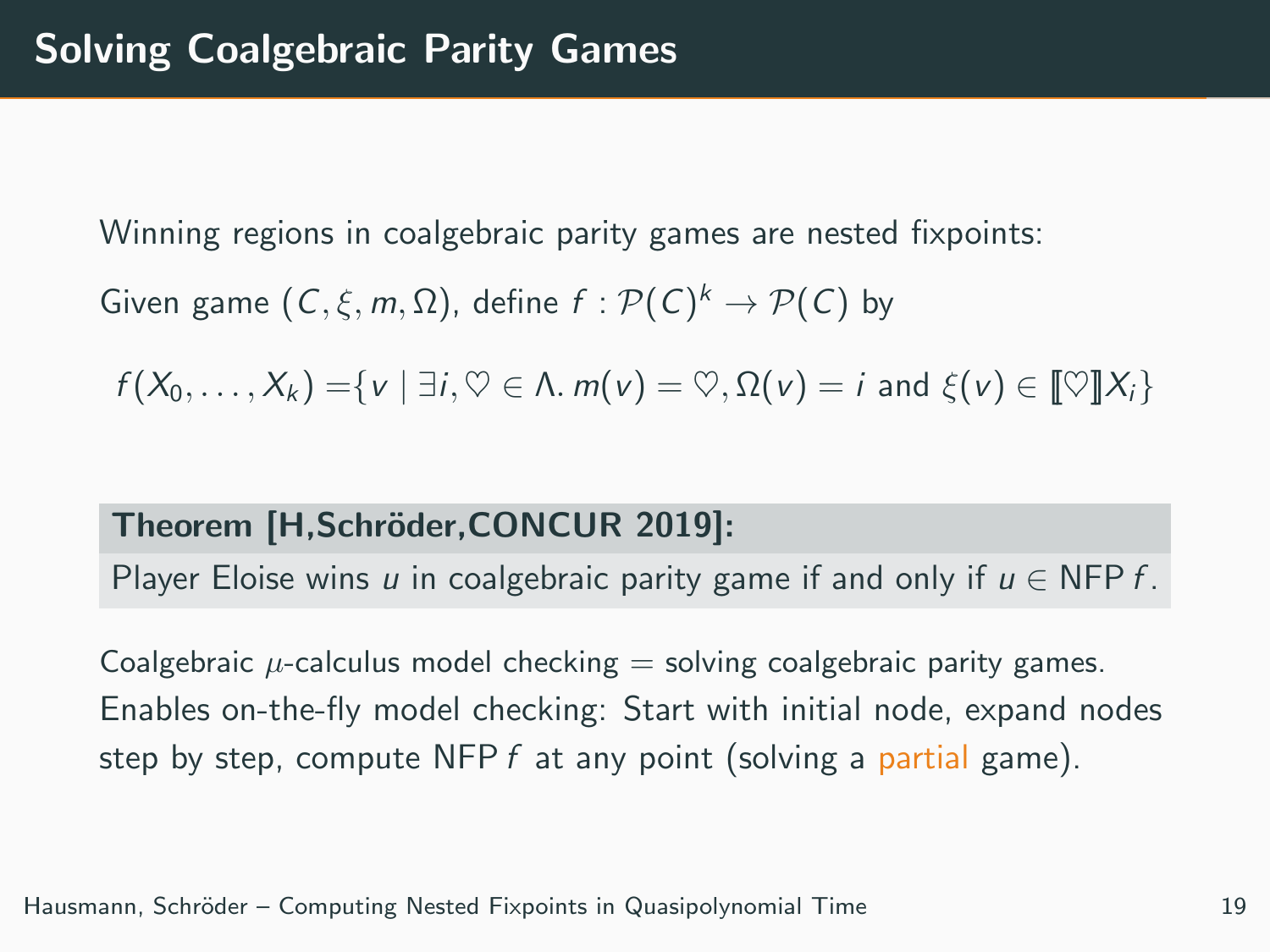# Solving Coalgebraic Parity Games

Winning regions in coalgebraic parity games are nested fixpoints:

Given game $(C, \xi, m, \Omega)$, define $f : \mathcal{P}(C)^k \to \mathcal{P}(C)$ by

$$f(X_0, \ldots, X_k) = \{v \mid \exists i, \heartsuit \in \Lambda.\, m(v) = \heartsuit, \Omega(v) = i \text{ and } \xi(v) \in [\![\heartsuit]\!] X_i\}$$

**Theorem [H,Schröder,CONCUR 2019]:**

Player Eloise wins $u$ in coalgebraic parity game if and only if $u \in \mathsf{NFP}\, f$.

Coalgebraic $\mu$-calculus model checking = solving coalgebraic parity games.
Enables on-the-fly model checking: Start with initial node, expand nodes step by step, compute $\mathsf{NFP}\, f$ at any point (solving a partial game).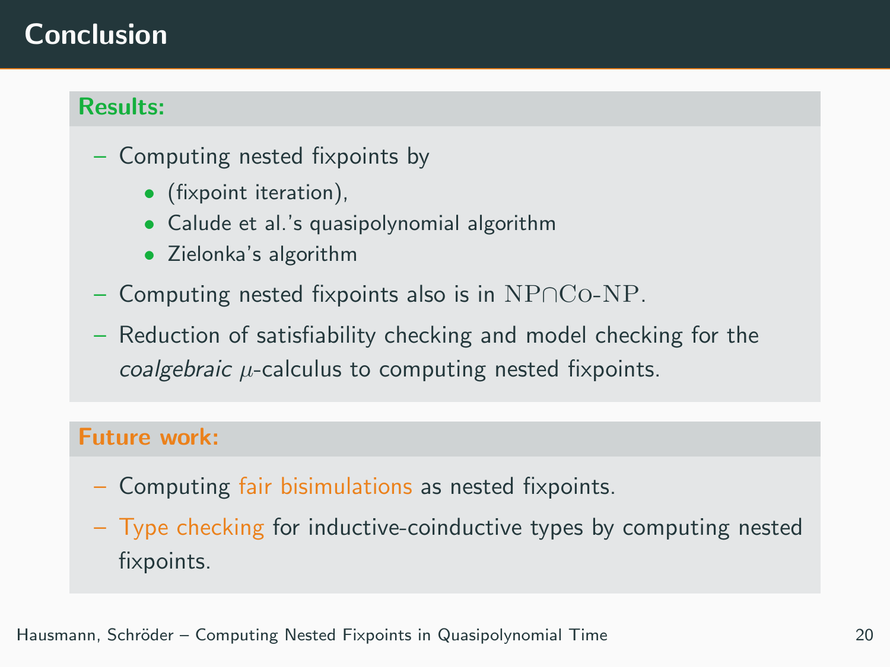# Conclusion

**Results:**

- Computing nested fixpoints by
  - (fixpoint iteration),
  - Calude et al.'s quasipolynomial algorithm
  - Zielonka's algorithm
- Computing nested fixpoints also is in $\mathrm{NP} \cap \mathrm{Co\text{-}NP}$.
- Reduction of satisfiability checking and model checking for the *coalgebraic* $\mu$-calculus to computing nested fixpoints.

**Future work:**

- Computing fair bisimulations as nested fixpoints.
- Type checking for inductive-coinductive types by computing nested fixpoints.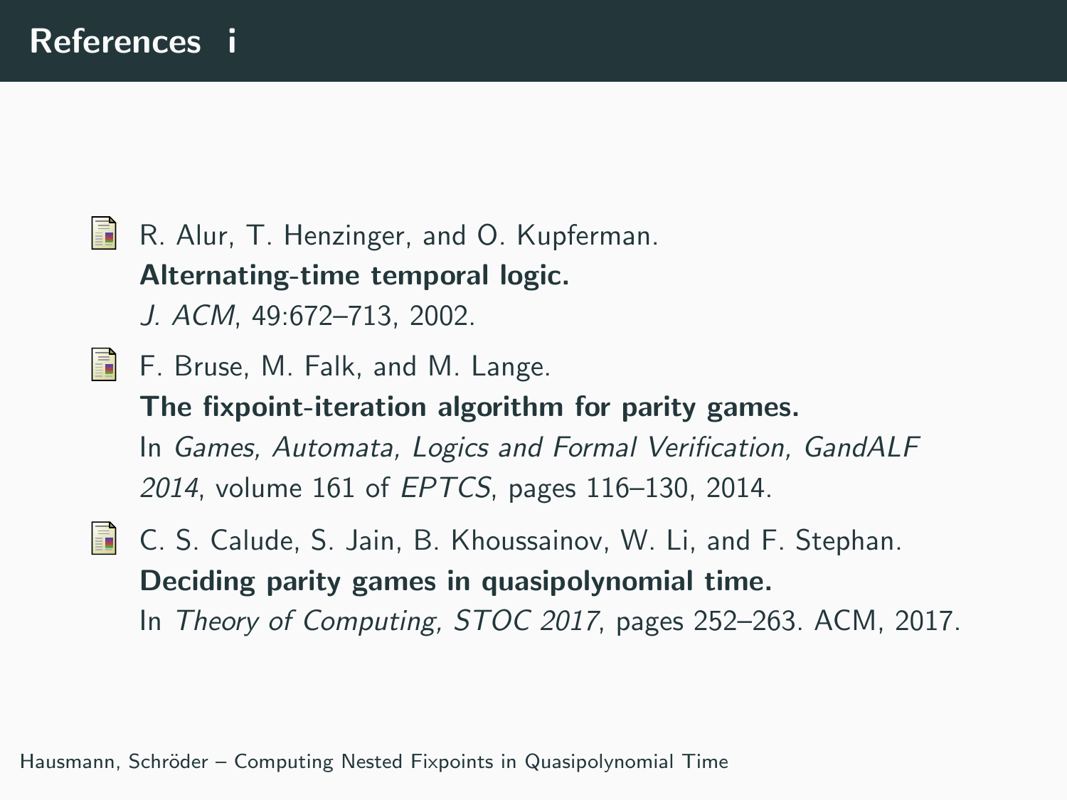# References i

- R. Alur, T. Henzinger, and O. Kupferman.
  **Alternating-time temporal logic.**
  *J. ACM*, 49:672–713, 2002.

- F. Bruse, M. Falk, and M. Lange.
  **The fixpoint-iteration algorithm for parity games.**
  In *Games, Automata, Logics and Formal Verification, GandALF 2014*, volume 161 of *EPTCS*, pages 116–130, 2014.

- C. S. Calude, S. Jain, B. Khoussainov, W. Li, and F. Stephan.
  **Deciding parity games in quasipolynomial time.**
  In *Theory of Computing, STOC 2017*, pages 252–263. ACM, 2017.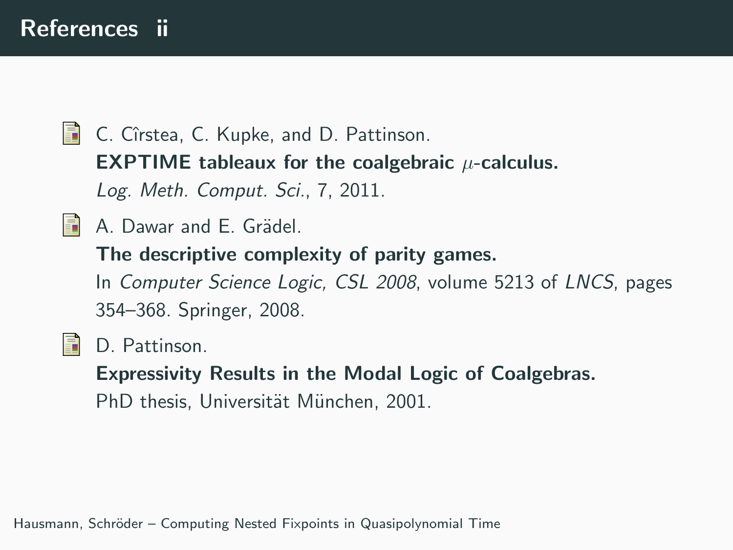# References ii

- C. Cîrstea, C. Kupke, and D. Pattinson.
  **EXPTIME tableaux for the coalgebraic $\mu$-calculus.**
  *Log. Meth. Comput. Sci.*, 7, 2011.

- A. Dawar and E. Grädel.
  **The descriptive complexity of parity games.**
  In *Computer Science Logic, CSL 2008*, volume 5213 of *LNCS*, pages 354–368. Springer, 2008.

- D. Pattinson.
  **Expressivity Results in the Modal Logic of Coalgebras.**
  PhD thesis, Universität München, 2001.